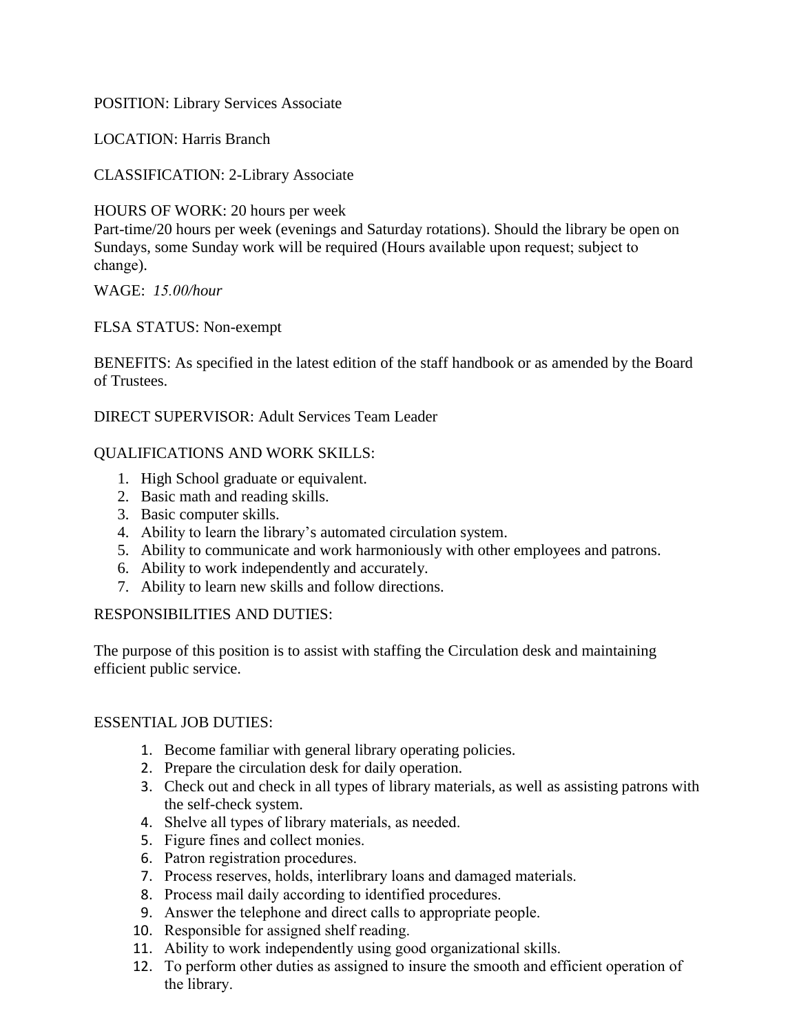POSITION: Library Services Associate

LOCATION: Harris Branch

CLASSIFICATION: 2-Library Associate

HOURS OF WORK: 20 hours per week
Part-time/20 hours per week (evenings and Saturday rotations). Should the library be open on Sundays, some Sunday work will be required (Hours available upon request; subject to change).

WAGE: *15.00/hour*

FLSA STATUS: Non-exempt

BENEFITS: As specified in the latest edition of the staff handbook or as amended by the Board of Trustees.

DIRECT SUPERVISOR: Adult Services Team Leader

QUALIFICATIONS AND WORK SKILLS:

1. High School graduate or equivalent.
2. Basic math and reading skills.
3. Basic computer skills.
4. Ability to learn the library's automated circulation system.
5. Ability to communicate and work harmoniously with other employees and patrons.
6. Ability to work independently and accurately.
7. Ability to learn new skills and follow directions.

RESPONSIBILITIES AND DUTIES:

The purpose of this position is to assist with staffing the Circulation desk and maintaining efficient public service.

ESSENTIAL JOB DUTIES:

1. Become familiar with general library operating policies.
2. Prepare the circulation desk for daily operation.
3. Check out and check in all types of library materials, as well as assisting patrons with the self-check system.
4. Shelve all types of library materials, as needed.
5. Figure fines and collect monies.
6. Patron registration procedures.
7. Process reserves, holds, interlibrary loans and damaged materials.
8. Process mail daily according to identified procedures.
9. Answer the telephone and direct calls to appropriate people.
10. Responsible for assigned shelf reading.
11. Ability to work independently using good organizational skills.
12. To perform other duties as assigned to insure the smooth and efficient operation of the library.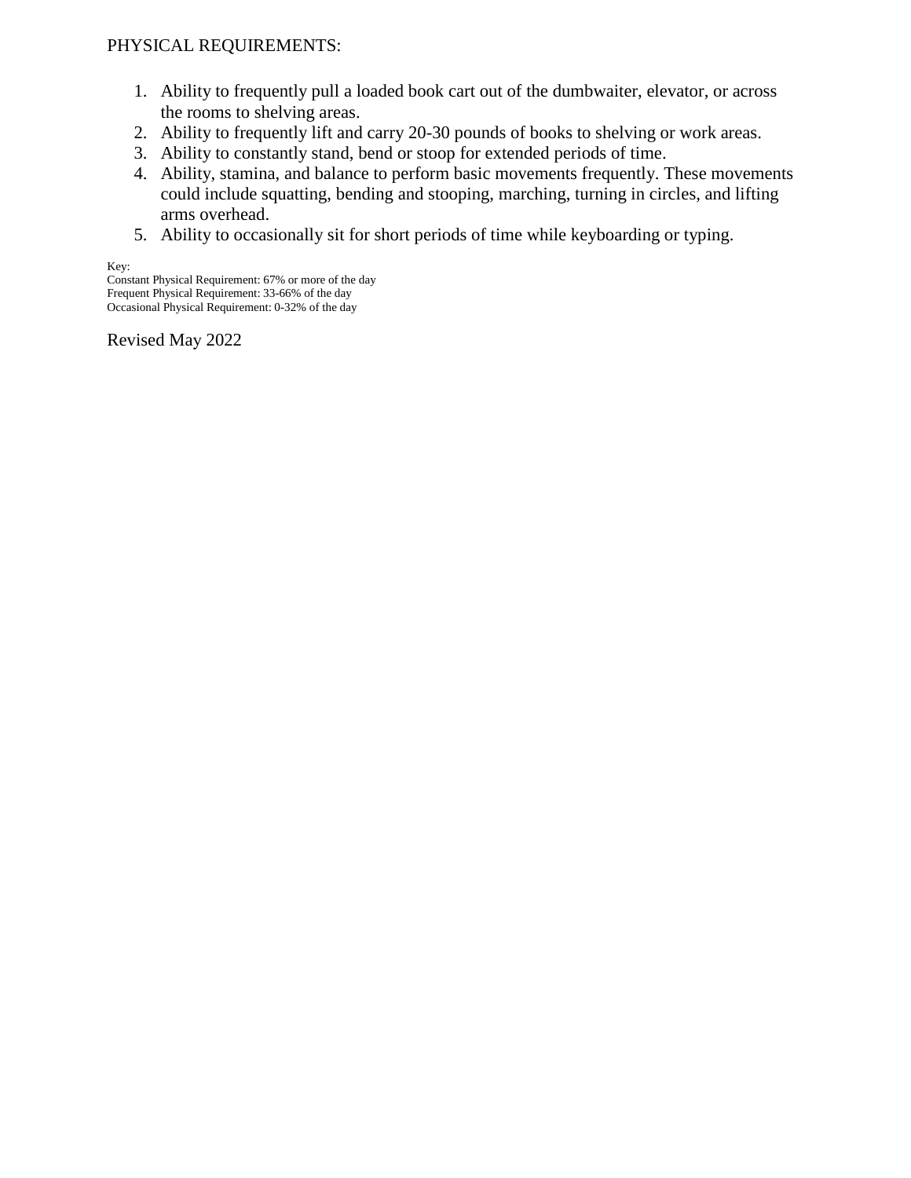PHYSICAL REQUIREMENTS:

1. Ability to frequently pull a loaded book cart out of the dumbwaiter, elevator, or across the rooms to shelving areas.
2. Ability to frequently lift and carry 20-30 pounds of books to shelving or work areas.
3. Ability to constantly stand, bend or stoop for extended periods of time.
4. Ability, stamina, and balance to perform basic movements frequently. These movements could include squatting, bending and stooping, marching, turning in circles, and lifting arms overhead.
5. Ability to occasionally sit for short periods of time while keyboarding or typing.

Key:
Constant Physical Requirement: 67% or more of the day
Frequent Physical Requirement: 33-66% of the day
Occasional Physical Requirement: 0-32% of the day

Revised May 2022